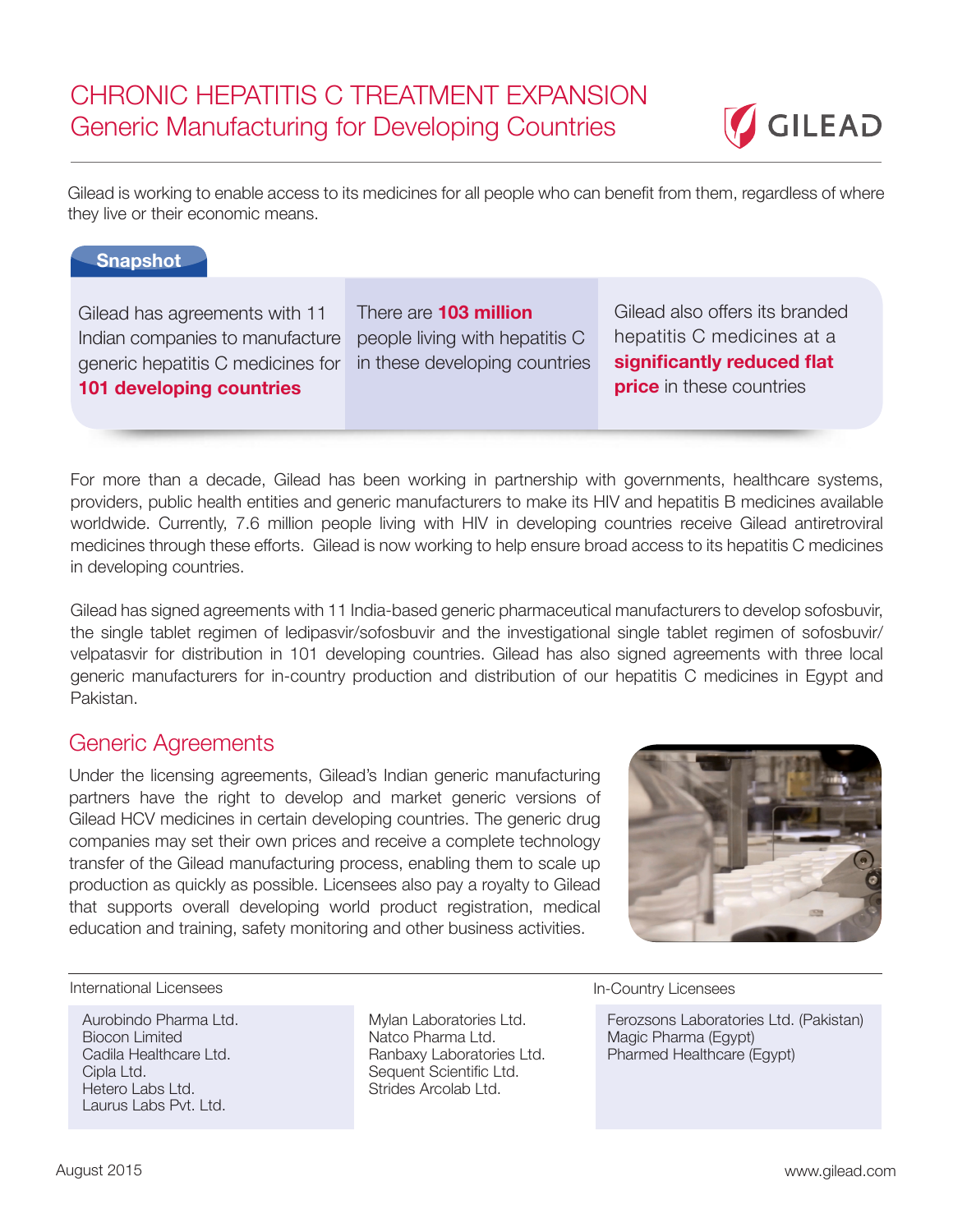# CHRONIC HEPATITIS C TREATMENT EXPANSION

## Generic Manufacturing for Developing Countries

Gilead is working to enable access to its medicines for all people who can benefit from them, regardless of where they live or their economic means.

**Snapshot**

| | | |
|---|---|---|
| Gilead has agreements with 11 Indian companies to manufacture generic hepatitis C medicines for **101 developing countries** | There are **103 million** people living with hepatitis C in these developing countries | Gilead also offers its branded hepatitis C medicines at a **significantly reduced flat price** in these countries |

For more than a decade, Gilead has been working in partnership with governments, healthcare systems, providers, public health entities and generic manufacturers to make its HIV and hepatitis B medicines available worldwide. Currently, 7.6 million people living with HIV in developing countries receive Gilead antiretroviral medicines through these efforts. Gilead is now working to help ensure broad access to its hepatitis C medicines in developing countries.

Gilead has signed agreements with 11 India-based generic pharmaceutical manufacturers to develop sofosbuvir, the single tablet regimen of ledipasvir/sofosbuvir and the investigational single tablet regimen of sofosbuvir/velpatasvir for distribution in 101 developing countries. Gilead has also signed agreements with three local generic manufacturers for in-country production and distribution of our hepatitis C medicines in Egypt and Pakistan.

## Generic Agreements

Under the licensing agreements, Gilead's Indian generic manufacturing partners have the right to develop and market generic versions of Gilead HCV medicines in certain developing countries. The generic drug companies may set their own prices and receive a complete technology transfer of the Gilead manufacturing process, enabling them to scale up production as quickly as possible. Licensees also pay a royalty to Gilead that supports overall developing world product registration, medical education and training, safety monitoring and other business activities.

**International Licensees**

- Aurobindo Pharma Ltd.
- Biocon Limited
- Cadila Healthcare Ltd.
- Cipla Ltd.
- Hetero Labs Ltd.
- Laurus Labs Pvt. Ltd.
- Mylan Laboratories Ltd.
- Natco Pharma Ltd.
- Ranbaxy Laboratories Ltd.
- Sequent Scientific Ltd.
- Strides Arcolab Ltd.

**In-Country Licensees**

- Ferozsons Laboratories Ltd. (Pakistan)
- Magic Pharma (Egypt)
- Pharmed Healthcare (Egypt)

August 2015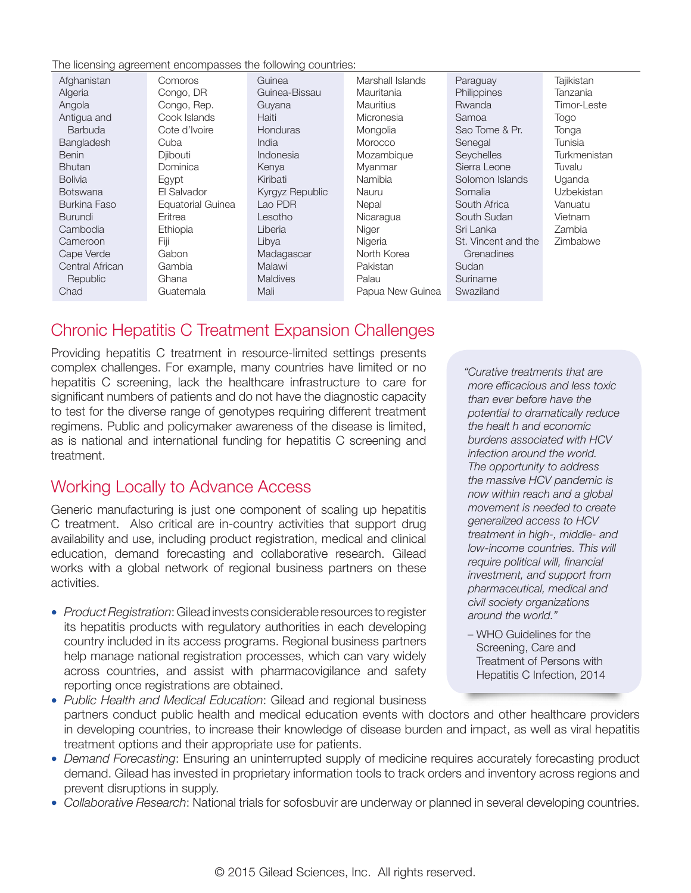The licensing agreement encompasses the following countries:

| | | | | | |
|---|---|---|---|---|---|
| Afghanistan | Comoros | Guinea | Marshall Islands | Paraguay | Tajikistan |
| Algeria | Congo, DR | Guinea-Bissau | Mauritania | Philippines | Tanzania |
| Angola | Congo, Rep. | Guyana | Mauritius | Rwanda | Timor-Leste |
| Antigua and Barbuda | Cook Islands | Haiti | Micronesia | Samoa | Togo |
| Bangladesh | Cote d'Ivoire | Honduras | Mongolia | Sao Tome & Pr. | Tonga |
| Benin | Cuba | India | Morocco | Senegal | Tunisia |
| Bhutan | Djibouti | Indonesia | Mozambique | Seychelles | Turkmenistan |
| Bolivia | Dominica | Kenya | Myanmar | Sierra Leone | Tuvalu |
| Botswana | Egypt | Kiribati | Namibia | Solomon Islands | Uganda |
| Burkina Faso | El Salvador | Kyrgyz Republic | Nauru | Somalia | Uzbekistan |
| Burundi | Equatorial Guinea | Lao PDR | Nepal | South Africa | Vanuatu |
| Cambodia | Eritrea | Lesotho | Nicaragua | South Sudan | Vietnam |
| Cameroon | Ethiopia | Liberia | Niger | Sri Lanka | Zambia |
| Cape Verde | Fiji | Libya | Nigeria | St. Vincent and the Grenadines | Zimbabwe |
| Central African Republic | Gabon | Madagascar | North Korea | Sudan | |
| Chad | Gambia | Malawi | Pakistan | Suriname | |
| | Ghana | Maldives | Palau | Swaziland | |
| | Guatemala | Mali | Papua New Guinea | | |

## Chronic Hepatitis C Treatment Expansion Challenges

Providing hepatitis C treatment in resource-limited settings presents complex challenges. For example, many countries have limited or no hepatitis C screening, lack the healthcare infrastructure to care for significant numbers of patients and do not have the diagnostic capacity to test for the diverse range of genotypes requiring different treatment regimens. Public and policymaker awareness of the disease is limited, as is national and international funding for hepatitis C screening and treatment.

## Working Locally to Advance Access

Generic manufacturing is just one component of scaling up hepatitis C treatment. Also critical are in-country activities that support drug availability and use, including product registration, medical and clinical education, demand forecasting and collaborative research. Gilead works with a global network of regional business partners on these activities.

- *Product Registration*: Gilead invests considerable resources to register its hepatitis products with regulatory authorities in each developing country included in its access programs. Regional business partners help manage national registration processes, which can vary widely across countries, and assist with pharmacovigilance and safety reporting once registrations are obtained.
- *Public Health and Medical Education*: Gilead and regional business partners conduct public health and medical education events with doctors and other healthcare providers in developing countries, to increase their knowledge of disease burden and impact, as well as viral hepatitis treatment options and their appropriate use for patients.
- *Demand Forecasting*: Ensuring an uninterrupted supply of medicine requires accurately forecasting product demand. Gilead has invested in proprietary information tools to track orders and inventory across regions and prevent disruptions in supply.
- *Collaborative Research*: National trials for sofosbuvir are underway or planned in several developing countries.

> *"Curative treatments that are more efficacious and less toxic than ever before have the potential to dramatically reduce the healt h and economic burdens associated with HCV infection around the world. The opportunity to address the massive HCV pandemic is now within reach and a global movement is needed to create generalized access to HCV treatment in high-, middle- and low-income countries. This will require political will, financial investment, and support from pharmaceutical, medical and civil society organizations around the world."*
>
> – WHO Guidelines for the Screening, Care and Treatment of Persons with Hepatitis C Infection, 2014

© 2015 Gilead Sciences, Inc. All rights reserved.